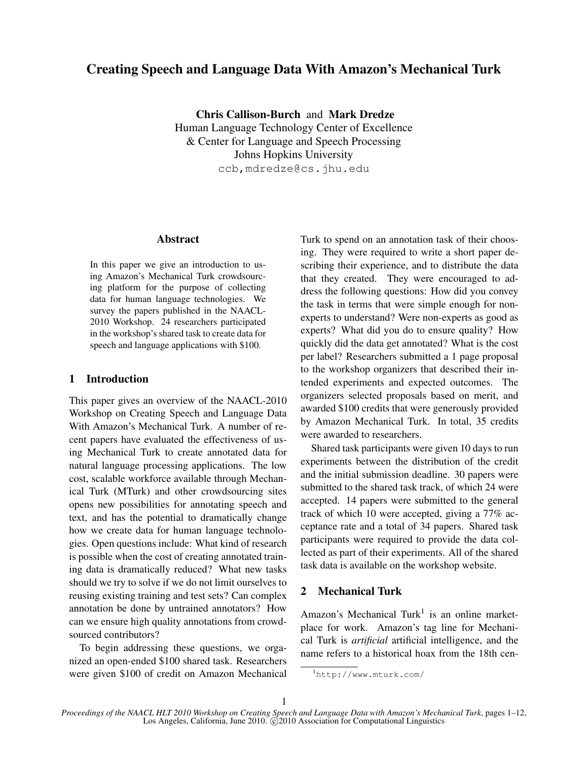# Creating Speech and Language Data With Amazon's Mechanical Turk

**Chris Callison-Burch** and **Mark Dredze**
Human Language Technology Center of Excellence
& Center for Language and Speech Processing
Johns Hopkins University
ccb,mdredze@cs.jhu.edu

## Abstract

In this paper we give an introduction to using Amazon's Mechanical Turk crowdsourcing platform for the purpose of collecting data for human language technologies. We survey the papers published in the NAACL-2010 Workshop. 24 researchers participated in the workshop's shared task to create data for speech and language applications with $100.

## 1 Introduction

This paper gives an overview of the NAACL-2010 Workshop on Creating Speech and Language Data With Amazon's Mechanical Turk. A number of recent papers have evaluated the effectiveness of using Mechanical Turk to create annotated data for natural language processing applications. The low cost, scalable workforce available through Mechanical Turk (MTurk) and other crowdsourcing sites opens new possibilities for annotating speech and text, and has the potential to dramatically change how we create data for human language technologies. Open questions include: What kind of research is possible when the cost of creating annotated training data is dramatically reduced? What new tasks should we try to solve if we do not limit ourselves to reusing existing training and test sets? Can complex annotation be done by untrained annotators? How can we ensure high quality annotations from crowdsourced contributors?

To begin addressing these questions, we organized an open-ended $100 shared task. Researchers were given $100 of credit on Amazon Mechanical Turk to spend on an annotation task of their choosing. They were required to write a short paper describing their experience, and to distribute the data that they created. They were encouraged to address the following questions: How did you convey the task in terms that were simple enough for non-experts to understand? Were non-experts as good as experts? What did you do to ensure quality? How quickly did the data get annotated? What is the cost per label? Researchers submitted a 1 page proposal to the workshop organizers that described their intended experiments and expected outcomes. The organizers selected proposals based on merit, and awarded $100 credits that were generously provided by Amazon Mechanical Turk. In total, 35 credits were awarded to researchers.

Shared task participants were given 10 days to run experiments between the distribution of the credit and the initial submission deadline. 30 papers were submitted to the shared task track, of which 24 were accepted. 14 papers were submitted to the general track of which 10 were accepted, giving a 77% acceptance rate and a total of 34 papers. Shared task participants were required to provide the data collected as part of their experiments. All of the shared task data is available on the workshop website.

## 2 Mechanical Turk

Amazon's Mechanical Turk[1] is an online marketplace for work. Amazon's tag line for Mechanical Turk is *artificial* artificial intelligence, and the name refers to a historical hoax from the 18th cen-

[1] http://www.mturk.com/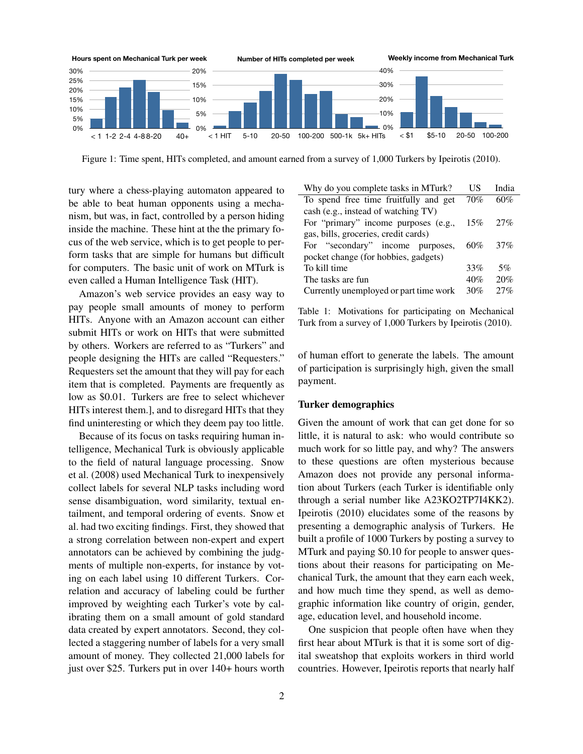Figure 1: Time spent, HITs completed, and amount earned from a survey of 1,000 Turkers by Ipeirotis (2010).

tury where a chess-playing automaton appeared to be able to beat human opponents using a mechanism, but was, in fact, controlled by a person hiding inside the machine. These hint at the the primary focus of the web service, which is to get people to perform tasks that are simple for humans but difficult for computers. The basic unit of work on MTurk is even called a Human Intelligence Task (HIT).

Amazon's web service provides an easy way to pay people small amounts of money to perform HITs. Anyone with an Amazon account can either submit HITs or work on HITs that were submitted by others. Workers are referred to as "Turkers" and people designing the HITs are called "Requesters." Requesters set the amount that they will pay for each item that is completed. Payments are frequently as low as $0.01. Turkers are free to select whichever HITs interest them.], and to disregard HITs that they find uninteresting or which they deem pay too little.

Because of its focus on tasks requiring human intelligence, Mechanical Turk is obviously applicable to the field of natural language processing. Snow et al. (2008) used Mechanical Turk to inexpensively collect labels for several NLP tasks including word sense disambiguation, word similarity, textual entailment, and temporal ordering of events. Snow et al. had two exciting findings. First, they showed that a strong correlation between non-expert and expert annotators can be achieved by combining the judgments of multiple non-experts, for instance by voting on each label using 10 different Turkers. Correlation and accuracy of labeling could be further improved by weighting each Turker's vote by calibrating them on a small amount of gold standard data created by expert annotators. Second, they collected a staggering number of labels for a very small amount of money. They collected 21,000 labels for just over $25. Turkers put in over 140+ hours worth of human effort to generate the labels. The amount of participation is surprisingly high, given the small payment.

| Why do you complete tasks in MTurk? | US | India |
|---|---|---|
| To spend free time fruitfully and get cash (e.g., instead of watching TV) | 70% | 60% |
| For "primary" income purposes (e.g., gas, bills, groceries, credit cards) | 15% | 27% |
| For "secondary" income purposes, pocket change (for hobbies, gadgets) | 60% | 37% |
| To kill time | 33% | 5% |
| The tasks are fun | 40% | 20% |
| Currently unemployed or part time work | 30% | 27% |

Table 1: Motivations for participating on Mechanical Turk from a survey of 1,000 Turkers by Ipeirotis (2010).

## Turker demographics

Given the amount of work that can get done for so little, it is natural to ask: who would contribute so much work for so little pay, and why? The answers to these questions are often mysterious because Amazon does not provide any personal information about Turkers (each Turker is identifiable only through a serial number like A23KO2TP7I4KK2). Ipeirotis (2010) elucidates some of the reasons by presenting a demographic analysis of Turkers. He built a profile of 1000 Turkers by posting a survey to MTurk and paying $0.10 for people to answer questions about their reasons for participating on Mechanical Turk, the amount that they earn each week, and how much time they spend, as well as demographic information like country of origin, gender, age, education level, and household income.

One suspicion that people often have when they first hear about MTurk is that it is some sort of digital sweatshop that exploits workers in third world countries. However, Ipeirotis reports that nearly half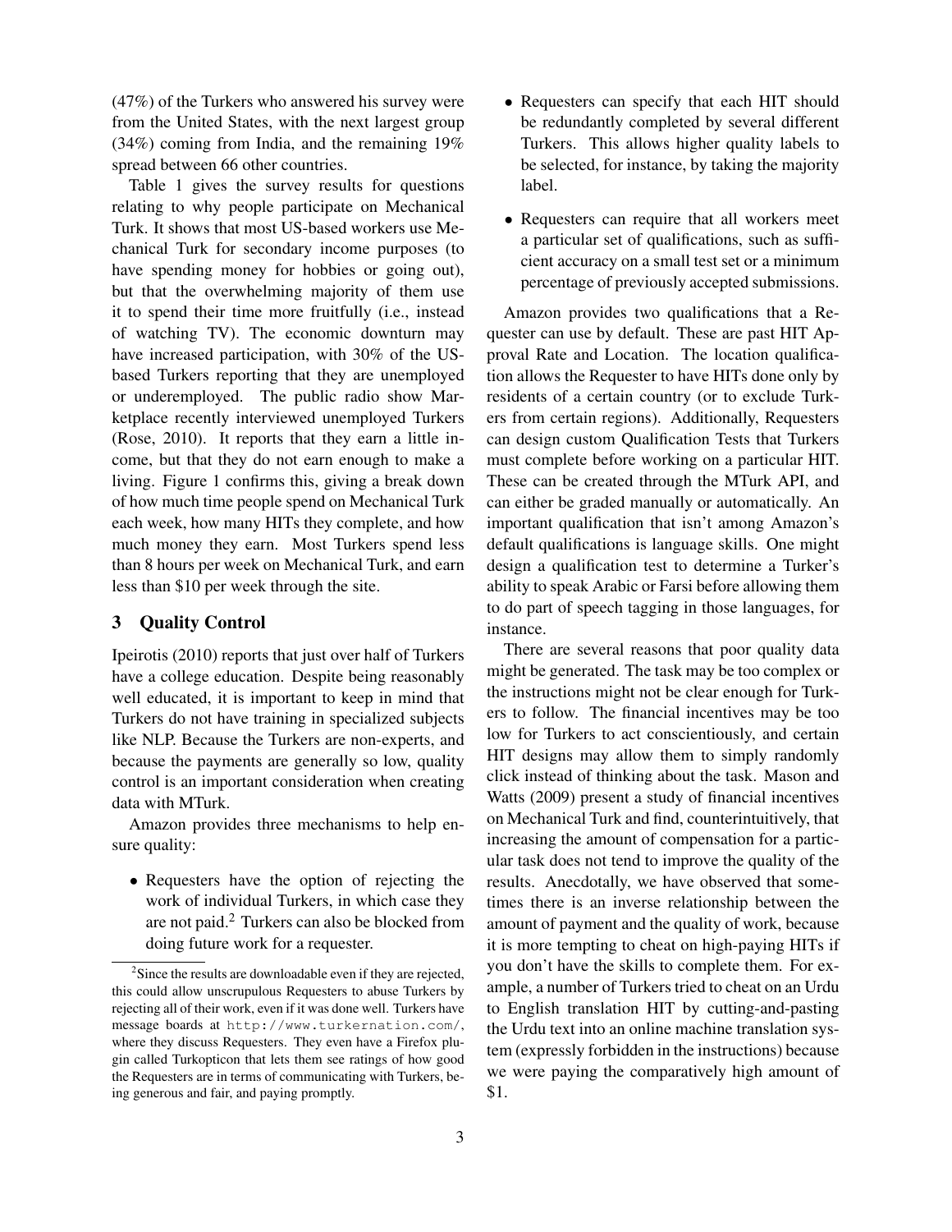(47%) of the Turkers who answered his survey were from the United States, with the next largest group (34%) coming from India, and the remaining 19% spread between 66 other countries.

Table 1 gives the survey results for questions relating to why people participate on Mechanical Turk. It shows that most US-based workers use Mechanical Turk for secondary income purposes (to have spending money for hobbies or going out), but that the overwhelming majority of them use it to spend their time more fruitfully (i.e., instead of watching TV). The economic downturn may have increased participation, with 30% of the US-based Turkers reporting that they are unemployed or underemployed. The public radio show Marketplace recently interviewed unemployed Turkers (Rose, 2010). It reports that they earn a little income, but that they do not earn enough to make a living. Figure 1 confirms this, giving a break down of how much time people spend on Mechanical Turk each week, how many HITs they complete, and how much money they earn. Most Turkers spend less than 8 hours per week on Mechanical Turk, and earn less than $10 per week through the site.

## 3 Quality Control

Ipeirotis (2010) reports that just over half of Turkers have a college education. Despite being reasonably well educated, it is important to keep in mind that Turkers do not have training in specialized subjects like NLP. Because the Turkers are non-experts, and because the payments are generally so low, quality control is an important consideration when creating data with MTurk.

Amazon provides three mechanisms to help ensure quality:

- Requesters have the option of rejecting the work of individual Turkers, in which case they are not paid.[2] Turkers can also be blocked from doing future work for a requester.
- Requesters can specify that each HIT should be redundantly completed by several different Turkers. This allows higher quality labels to be selected, for instance, by taking the majority label.
- Requesters can require that all workers meet a particular set of qualifications, such as sufficient accuracy on a small test set or a minimum percentage of previously accepted submissions.

Amazon provides two qualifications that a Requester can use by default. These are past HIT Approval Rate and Location. The location qualification allows the Requester to have HITs done only by residents of a certain country (or to exclude Turkers from certain regions). Additionally, Requesters can design custom Qualification Tests that Turkers must complete before working on a particular HIT. These can be created through the MTurk API, and can either be graded manually or automatically. An important qualification that isn't among Amazon's default qualifications is language skills. One might design a qualification test to determine a Turker's ability to speak Arabic or Farsi before allowing them to do part of speech tagging in those languages, for instance.

There are several reasons that poor quality data might be generated. The task may be too complex or the instructions might not be clear enough for Turkers to follow. The financial incentives may be too low for Turkers to act conscientiously, and certain HIT designs may allow them to simply randomly click instead of thinking about the task. Mason and Watts (2009) present a study of financial incentives on Mechanical Turk and find, counterintuitively, that increasing the amount of compensation for a particular task does not tend to improve the quality of the results. Anecdotally, we have observed that sometimes there is an inverse relationship between the amount of payment and the quality of work, because it is more tempting to cheat on high-paying HITs if you don't have the skills to complete them. For example, a number of Turkers tried to cheat on an Urdu to English translation HIT by cutting-and-pasting the Urdu text into an online machine translation system (expressly forbidden in the instructions) because we were paying the comparatively high amount of $1.

[2] Since the results are downloadable even if they are rejected, this could allow unscrupulous Requesters to abuse Turkers by rejecting all of their work, even if it was done well. Turkers have message boards at `http://www.turkernation.com/`, where they discuss Requesters. They even have a Firefox plugin called Turkopticon that lets them see ratings of how good the Requesters are in terms of communicating with Turkers, being generous and fair, and paying promptly.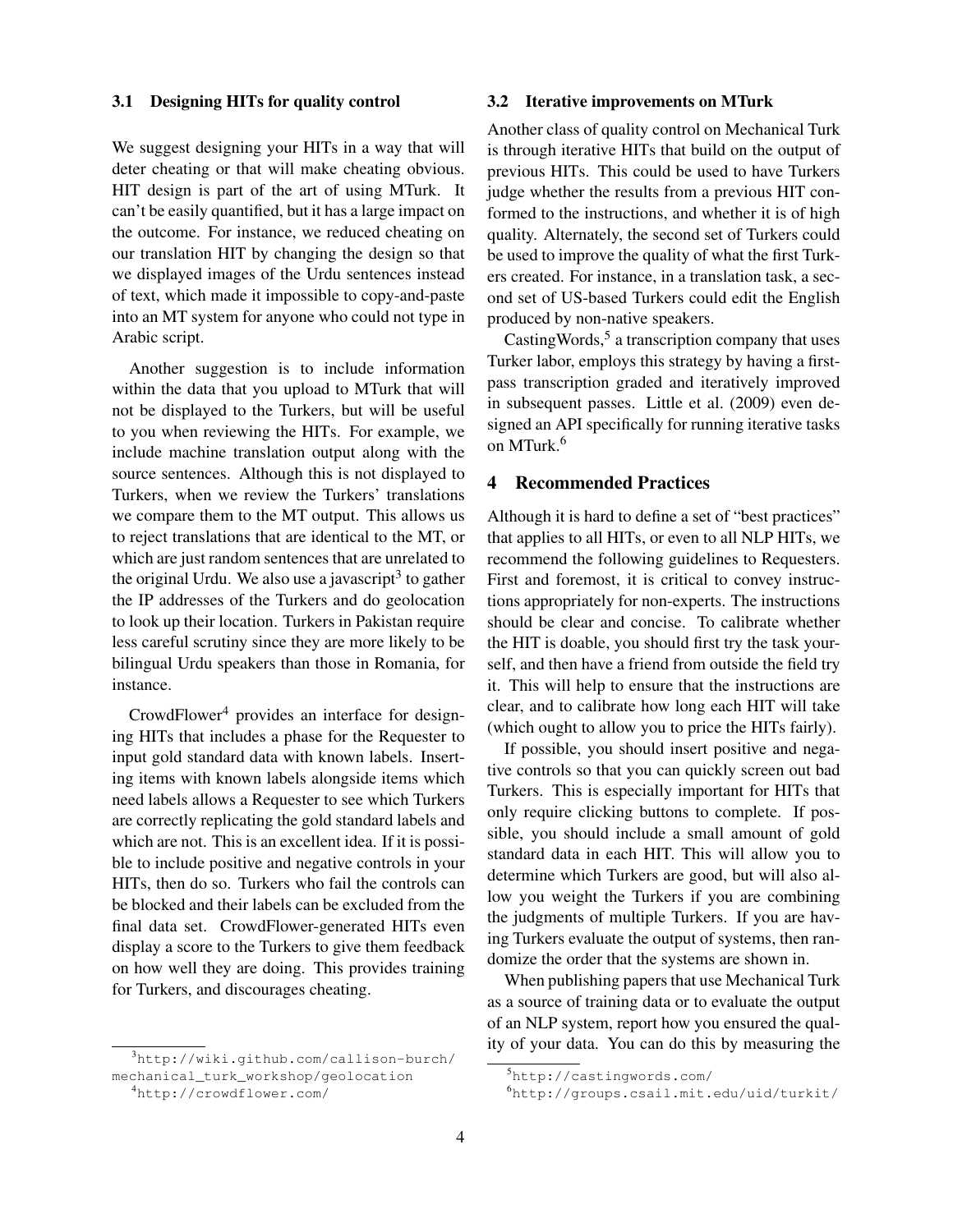### 3.1 Designing HITs for quality control

We suggest designing your HITs in a way that will deter cheating or that will make cheating obvious. HIT design is part of the art of using MTurk. It can't be easily quantified, but it has a large impact on the outcome. For instance, we reduced cheating on our translation HIT by changing the design so that we displayed images of the Urdu sentences instead of text, which made it impossible to copy-and-paste into an MT system for anyone who could not type in Arabic script.

Another suggestion is to include information within the data that you upload to MTurk that will not be displayed to the Turkers, but will be useful to you when reviewing the HITs. For example, we include machine translation output along with the source sentences. Although this is not displayed to Turkers, when we review the Turkers' translations we compare them to the MT output. This allows us to reject translations that are identical to the MT, or which are just random sentences that are unrelated to the original Urdu. We also use a javascript[3] to gather the IP addresses of the Turkers and do geolocation to look up their location. Turkers in Pakistan require less careful scrutiny since they are more likely to be bilingual Urdu speakers than those in Romania, for instance.

CrowdFlower[4] provides an interface for designing HITs that includes a phase for the Requester to input gold standard data with known labels. Inserting items with known labels alongside items which need labels allows a Requester to see which Turkers are correctly replicating the gold standard labels and which are not. This is an excellent idea. If it is possible to include positive and negative controls in your HITs, then do so. Turkers who fail the controls can be blocked and their labels can be excluded from the final data set. CrowdFlower-generated HITs even display a score to the Turkers to give them feedback on how well they are doing. This provides training for Turkers, and discourages cheating.

### 3.2 Iterative improvements on MTurk

Another class of quality control on Mechanical Turk is through iterative HITs that build on the output of previous HITs. This could be used to have Turkers judge whether the results from a previous HIT conformed to the instructions, and whether it is of high quality. Alternately, the second set of Turkers could be used to improve the quality of what the first Turkers created. For instance, in a translation task, a second set of US-based Turkers could edit the English produced by non-native speakers.

CastingWords,[5] a transcription company that uses Turker labor, employs this strategy by having a first-pass transcription graded and iteratively improved in subsequent passes. Little et al. (2009) even designed an API specifically for running iterative tasks on MTurk.[6]

## 4 Recommended Practices

Although it is hard to define a set of "best practices" that applies to all HITs, or even to all NLP HITs, we recommend the following guidelines to Requesters. First and foremost, it is critical to convey instructions appropriately for non-experts. The instructions should be clear and concise. To calibrate whether the HIT is doable, you should first try the task yourself, and then have a friend from outside the field try it. This will help to ensure that the instructions are clear, and to calibrate how long each HIT will take (which ought to allow you to price the HITs fairly).

If possible, you should insert positive and negative controls so that you can quickly screen out bad Turkers. This is especially important for HITs that only require clicking buttons to complete. If possible, you should include a small amount of gold standard data in each HIT. This will allow you to determine which Turkers are good, but will also allow you weight the Turkers if you are combining the judgments of multiple Turkers. If you are having Turkers evaluate the output of systems, then randomize the order that the systems are shown in.

When publishing papers that use Mechanical Turk as a source of training data or to evaluate the output of an NLP system, report how you ensured the quality of your data. You can do this by measuring the

---

[3] http://wiki.github.com/callison-burch/mechanical_turk_workshop/geolocation

[4] http://crowdflower.com/

[5] http://castingwords.com/

[6] http://groups.csail.mit.edu/uid/turkit/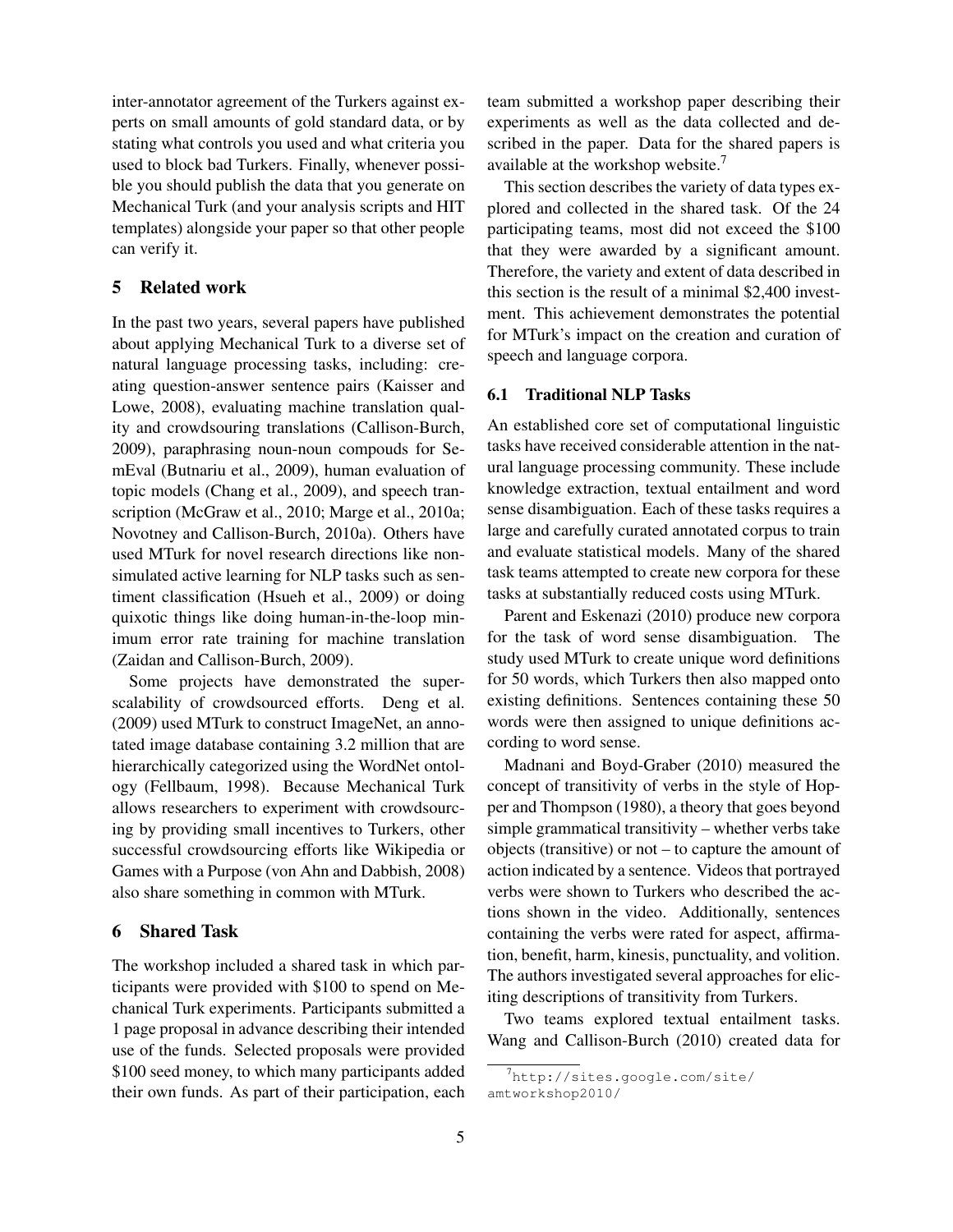inter-annotator agreement of the Turkers against experts on small amounts of gold standard data, or by stating what controls you used and what criteria you used to block bad Turkers. Finally, whenever possible you should publish the data that you generate on Mechanical Turk (and your analysis scripts and HIT templates) alongside your paper so that other people can verify it.

## 5 Related work

In the past two years, several papers have published about applying Mechanical Turk to a diverse set of natural language processing tasks, including: creating question-answer sentence pairs (Kaisser and Lowe, 2008), evaluating machine translation quality and crowdsouring translations (Callison-Burch, 2009), paraphrasing noun-noun compouds for SemEval (Butnariu et al., 2009), human evaluation of topic models (Chang et al., 2009), and speech transcription (McGraw et al., 2010; Marge et al., 2010a; Novotney and Callison-Burch, 2010a). Others have used MTurk for novel research directions like non-simulated active learning for NLP tasks such as sentiment classification (Hsueh et al., 2009) or doing quixotic things like doing human-in-the-loop minimum error rate training for machine translation (Zaidan and Callison-Burch, 2009).

Some projects have demonstrated the super-scalability of crowdsourced efforts. Deng et al. (2009) used MTurk to construct ImageNet, an annotated image database containing 3.2 million that are hierarchically categorized using the WordNet ontology (Fellbaum, 1998). Because Mechanical Turk allows researchers to experiment with crowdsourcing by providing small incentives to Turkers, other successful crowdsourcing efforts like Wikipedia or Games with a Purpose (von Ahn and Dabbish, 2008) also share something in common with MTurk.

## 6 Shared Task

The workshop included a shared task in which participants were provided with $100 to spend on Mechanical Turk experiments. Participants submitted a 1 page proposal in advance describing their intended use of the funds. Selected proposals were provided $100 seed money, to which many participants added their own funds. As part of their participation, each team submitted a workshop paper describing their experiments as well as the data collected and described in the paper. Data for the shared papers is available at the workshop website.[7]

This section describes the variety of data types explored and collected in the shared task. Of the 24 participating teams, most did not exceed the $100 that they were awarded by a significant amount. Therefore, the variety and extent of data described in this section is the result of a minimal $2,400 investment. This achievement demonstrates the potential for MTurk's impact on the creation and curation of speech and language corpora.

### 6.1 Traditional NLP Tasks

An established core set of computational linguistic tasks have received considerable attention in the natural language processing community. These include knowledge extraction, textual entailment and word sense disambiguation. Each of these tasks requires a large and carefully curated annotated corpus to train and evaluate statistical models. Many of the shared task teams attempted to create new corpora for these tasks at substantially reduced costs using MTurk.

Parent and Eskenazi (2010) produce new corpora for the task of word sense disambiguation. The study used MTurk to create unique word definitions for 50 words, which Turkers then also mapped onto existing definitions. Sentences containing these 50 words were then assigned to unique definitions according to word sense.

Madnani and Boyd-Graber (2010) measured the concept of transitivity of verbs in the style of Hopper and Thompson (1980), a theory that goes beyond simple grammatical transitivity – whether verbs take objects (transitive) or not – to capture the amount of action indicated by a sentence. Videos that portrayed verbs were shown to Turkers who described the actions shown in the video. Additionally, sentences containing the verbs were rated for aspect, affirmation, benefit, harm, kinesis, punctuality, and volition. The authors investigated several approaches for eliciting descriptions of transitivity from Turkers.

Two teams explored textual entailment tasks. Wang and Callison-Burch (2010) created data for

[7] http://sites.google.com/site/amtworkshop2010/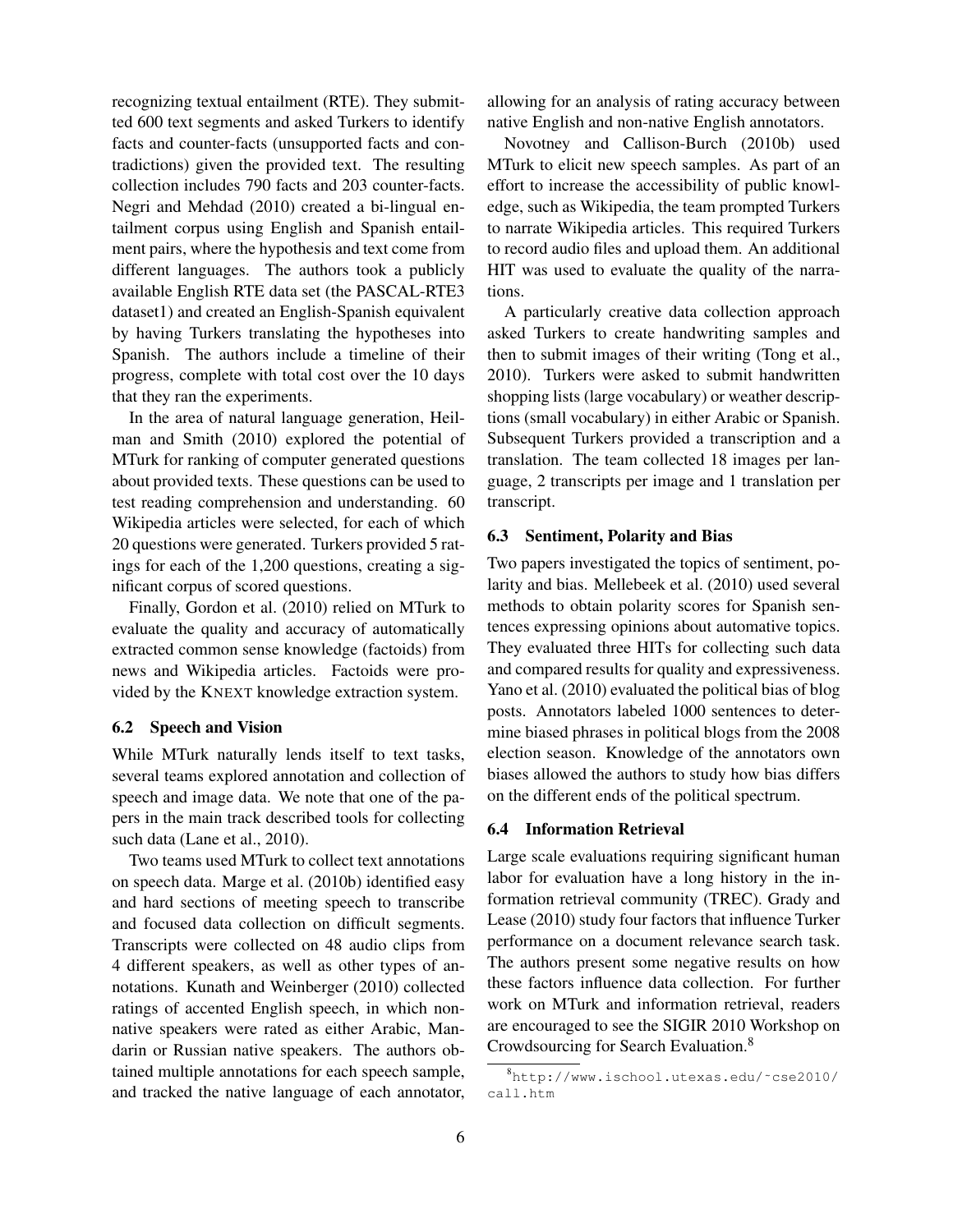recognizing textual entailment (RTE). They submitted 600 text segments and asked Turkers to identify facts and counter-facts (unsupported facts and contradictions) given the provided text. The resulting collection includes 790 facts and 203 counter-facts. Negri and Mehdad (2010) created a bi-lingual entailment corpus using English and Spanish entailment pairs, where the hypothesis and text come from different languages. The authors took a publicly available English RTE data set (the PASCAL-RTE3 dataset1) and created an English-Spanish equivalent by having Turkers translating the hypotheses into Spanish. The authors include a timeline of their progress, complete with total cost over the 10 days that they ran the experiments.

In the area of natural language generation, Heilman and Smith (2010) explored the potential of MTurk for ranking of computer generated questions about provided texts. These questions can be used to test reading comprehension and understanding. 60 Wikipedia articles were selected, for each of which 20 questions were generated. Turkers provided 5 ratings for each of the 1,200 questions, creating a significant corpus of scored questions.

Finally, Gordon et al. (2010) relied on MTurk to evaluate the quality and accuracy of automatically extracted common sense knowledge (factoids) from news and Wikipedia articles. Factoids were provided by the KNEXT knowledge extraction system.

### 6.2 Speech and Vision

While MTurk naturally lends itself to text tasks, several teams explored annotation and collection of speech and image data. We note that one of the papers in the main track described tools for collecting such data (Lane et al., 2010).

Two teams used MTurk to collect text annotations on speech data. Marge et al. (2010b) identified easy and hard sections of meeting speech to transcribe and focused data collection on difficult segments. Transcripts were collected on 48 audio clips from 4 different speakers, as well as other types of annotations. Kunath and Weinberger (2010) collected ratings of accented English speech, in which non-native speakers were rated as either Arabic, Mandarin or Russian native speakers. The authors obtained multiple annotations for each speech sample, and tracked the native language of each annotator, allowing for an analysis of rating accuracy between native English and non-native English annotators.

Novotney and Callison-Burch (2010b) used MTurk to elicit new speech samples. As part of an effort to increase the accessibility of public knowledge, such as Wikipedia, the team prompted Turkers to narrate Wikipedia articles. This required Turkers to record audio files and upload them. An additional HIT was used to evaluate the quality of the narrations.

A particularly creative data collection approach asked Turkers to create handwriting samples and then to submit images of their writing (Tong et al., 2010). Turkers were asked to submit handwritten shopping lists (large vocabulary) or weather descriptions (small vocabulary) in either Arabic or Spanish. Subsequent Turkers provided a transcription and a translation. The team collected 18 images per language, 2 transcripts per image and 1 translation per transcript.

### 6.3 Sentiment, Polarity and Bias

Two papers investigated the topics of sentiment, polarity and bias. Mellebeek et al. (2010) used several methods to obtain polarity scores for Spanish sentences expressing opinions about automative topics. They evaluated three HITs for collecting such data and compared results for quality and expressiveness. Yano et al. (2010) evaluated the political bias of blog posts. Annotators labeled 1000 sentences to determine biased phrases in political blogs from the 2008 election season. Knowledge of the annotators own biases allowed the authors to study how bias differs on the different ends of the political spectrum.

### 6.4 Information Retrieval

Large scale evaluations requiring significant human labor for evaluation have a long history in the information retrieval community (TREC). Grady and Lease (2010) study four factors that influence Turker performance on a document relevance search task. The authors present some negative results on how these factors influence data collection. For further work on MTurk and information retrieval, readers are encouraged to see the SIGIR 2010 Workshop on Crowdsourcing for Search Evaluation.[8]

[8] http://www.ischool.utexas.edu/~cse2010/call.htm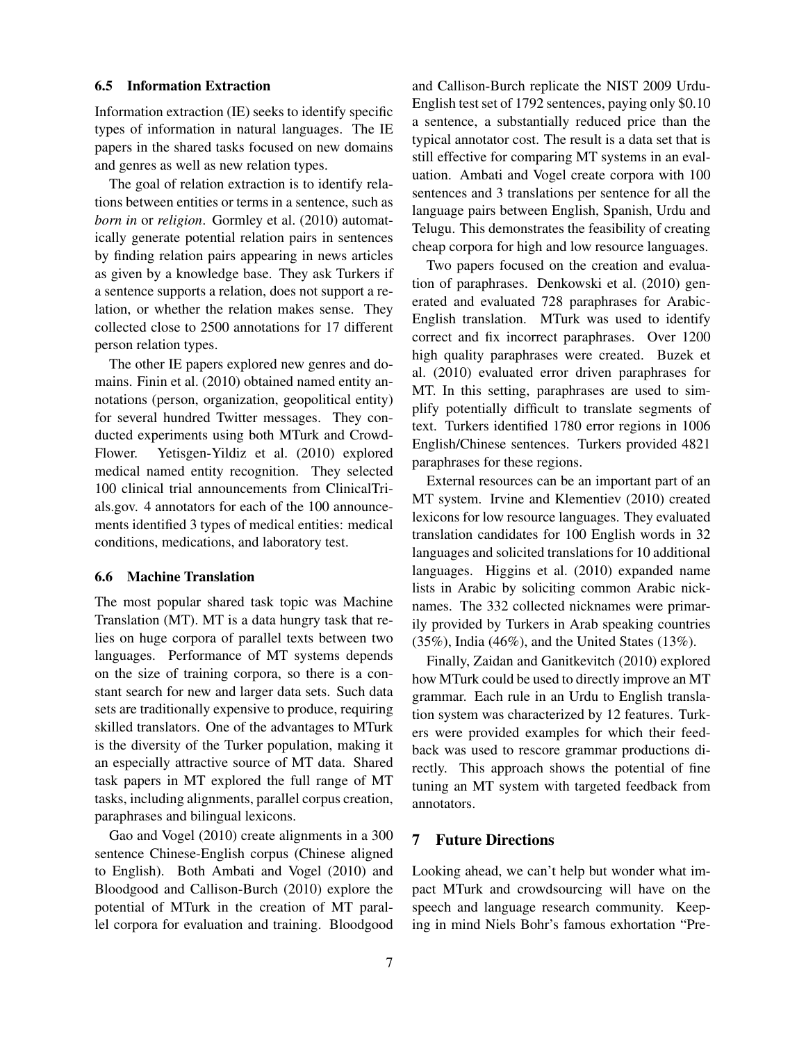### 6.5 Information Extraction

Information extraction (IE) seeks to identify specific types of information in natural languages. The IE papers in the shared tasks focused on new domains and genres as well as new relation types.

The goal of relation extraction is to identify relations between entities or terms in a sentence, such as *born in* or *religion*. Gormley et al. (2010) automatically generate potential relation pairs in sentences by finding relation pairs appearing in news articles as given by a knowledge base. They ask Turkers if a sentence supports a relation, does not support a relation, or whether the relation makes sense. They collected close to 2500 annotations for 17 different person relation types.

The other IE papers explored new genres and domains. Finin et al. (2010) obtained named entity annotations (person, organization, geopolitical entity) for several hundred Twitter messages. They conducted experiments using both MTurk and CrowdFlower. Yetisgen-Yildiz et al. (2010) explored medical named entity recognition. They selected 100 clinical trial announcements from ClinicalTrials.gov. 4 annotators for each of the 100 announcements identified 3 types of medical entities: medical conditions, medications, and laboratory test.

### 6.6 Machine Translation

The most popular shared task topic was Machine Translation (MT). MT is a data hungry task that relies on huge corpora of parallel texts between two languages. Performance of MT systems depends on the size of training corpora, so there is a constant search for new and larger data sets. Such data sets are traditionally expensive to produce, requiring skilled translators. One of the advantages to MTurk is the diversity of the Turker population, making it an especially attractive source of MT data. Shared task papers in MT explored the full range of MT tasks, including alignments, parallel corpus creation, paraphrases and bilingual lexicons.

Gao and Vogel (2010) create alignments in a 300 sentence Chinese-English corpus (Chinese aligned to English). Both Ambati and Vogel (2010) and Bloodgood and Callison-Burch (2010) explore the potential of MTurk in the creation of MT parallel corpora for evaluation and training. Bloodgood and Callison-Burch replicate the NIST 2009 Urdu-English test set of 1792 sentences, paying only $0.10 a sentence, a substantially reduced price than the typical annotator cost. The result is a data set that is still effective for comparing MT systems in an evaluation. Ambati and Vogel create corpora with 100 sentences and 3 translations per sentence for all the language pairs between English, Spanish, Urdu and Telugu. This demonstrates the feasibility of creating cheap corpora for high and low resource languages.

Two papers focused on the creation and evaluation of paraphrases. Denkowski et al. (2010) generated and evaluated 728 paraphrases for Arabic-English translation. MTurk was used to identify correct and fix incorrect paraphrases. Over 1200 high quality paraphrases were created. Buzek et al. (2010) evaluated error driven paraphrases for MT. In this setting, paraphrases are used to simplify potentially difficult to translate segments of text. Turkers identified 1780 error regions in 1006 English/Chinese sentences. Turkers provided 4821 paraphrases for these regions.

External resources can be an important part of an MT system. Irvine and Klementiev (2010) created lexicons for low resource languages. They evaluated translation candidates for 100 English words in 32 languages and solicited translations for 10 additional languages. Higgins et al. (2010) expanded name lists in Arabic by soliciting common Arabic nicknames. The 332 collected nicknames were primarily provided by Turkers in Arab speaking countries (35%), India (46%), and the United States (13%).

Finally, Zaidan and Ganitkevitch (2010) explored how MTurk could be used to directly improve an MT grammar. Each rule in an Urdu to English translation system was characterized by 12 features. Turkers were provided examples for which their feedback was used to rescore grammar productions directly. This approach shows the potential of fine tuning an MT system with targeted feedback from annotators.

## 7 Future Directions

Looking ahead, we can't help but wonder what impact MTurk and crowdsourcing will have on the speech and language research community. Keeping in mind Niels Bohr's famous exhortation "Pre-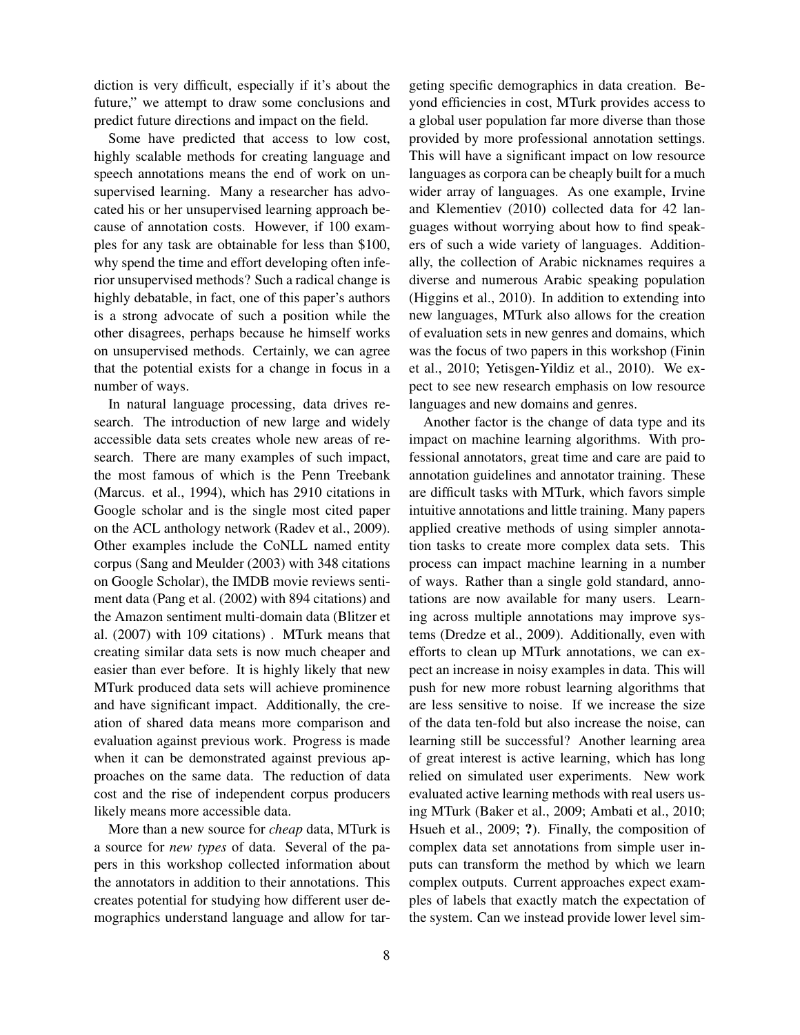diction is very difficult, especially if it's about the future," we attempt to draw some conclusions and predict future directions and impact on the field.

Some have predicted that access to low cost, highly scalable methods for creating language and speech annotations means the end of work on unsupervised learning. Many a researcher has advocated his or her unsupervised learning approach because of annotation costs. However, if 100 examples for any task are obtainable for less than $100, why spend the time and effort developing often inferior unsupervised methods? Such a radical change is highly debatable, in fact, one of this paper's authors is a strong advocate of such a position while the other disagrees, perhaps because he himself works on unsupervised methods. Certainly, we can agree that the potential exists for a change in focus in a number of ways.

In natural language processing, data drives research. The introduction of new large and widely accessible data sets creates whole new areas of research. There are many examples of such impact, the most famous of which is the Penn Treebank (Marcus. et al., 1994), which has 2910 citations in Google scholar and is the single most cited paper on the ACL anthology network (Radev et al., 2009). Other examples include the CoNLL named entity corpus (Sang and Meulder (2003) with 348 citations on Google Scholar), the IMDB movie reviews sentiment data (Pang et al. (2002) with 894 citations) and the Amazon sentiment multi-domain data (Blitzer et al. (2007) with 109 citations) . MTurk means that creating similar data sets is now much cheaper and easier than ever before. It is highly likely that new MTurk produced data sets will achieve prominence and have significant impact. Additionally, the creation of shared data means more comparison and evaluation against previous work. Progress is made when it can be demonstrated against previous approaches on the same data. The reduction of data cost and the rise of independent corpus producers likely means more accessible data.

More than a new source for *cheap* data, MTurk is a source for *new types* of data. Several of the papers in this workshop collected information about the annotators in addition to their annotations. This creates potential for studying how different user demographics understand language and allow for targeting specific demographics in data creation. Beyond efficiencies in cost, MTurk provides access to a global user population far more diverse than those provided by more professional annotation settings. This will have a significant impact on low resource languages as corpora can be cheaply built for a much wider array of languages. As one example, Irvine and Klementiev (2010) collected data for 42 languages without worrying about how to find speakers of such a wide variety of languages. Additionally, the collection of Arabic nicknames requires a diverse and numerous Arabic speaking population (Higgins et al., 2010). In addition to extending into new languages, MTurk also allows for the creation of evaluation sets in new genres and domains, which was the focus of two papers in this workshop (Finin et al., 2010; Yetisgen-Yildiz et al., 2010). We expect to see new research emphasis on low resource languages and new domains and genres.

Another factor is the change of data type and its impact on machine learning algorithms. With professional annotators, great time and care are paid to annotation guidelines and annotator training. These are difficult tasks with MTurk, which favors simple intuitive annotations and little training. Many papers applied creative methods of using simpler annotation tasks to create more complex data sets. This process can impact machine learning in a number of ways. Rather than a single gold standard, annotations are now available for many users. Learning across multiple annotations may improve systems (Dredze et al., 2009). Additionally, even with efforts to clean up MTurk annotations, we can expect an increase in noisy examples in data. This will push for new more robust learning algorithms that are less sensitive to noise. If we increase the size of the data ten-fold but also increase the noise, can learning still be successful? Another learning area of great interest is active learning, which has long relied on simulated user experiments. New work evaluated active learning methods with real users using MTurk (Baker et al., 2009; Ambati et al., 2010; Hsueh et al., 2009; **?**). Finally, the composition of complex data set annotations from simple user inputs can transform the method by which we learn complex outputs. Current approaches expect examples of labels that exactly match the expectation of the system. Can we instead provide lower level sim-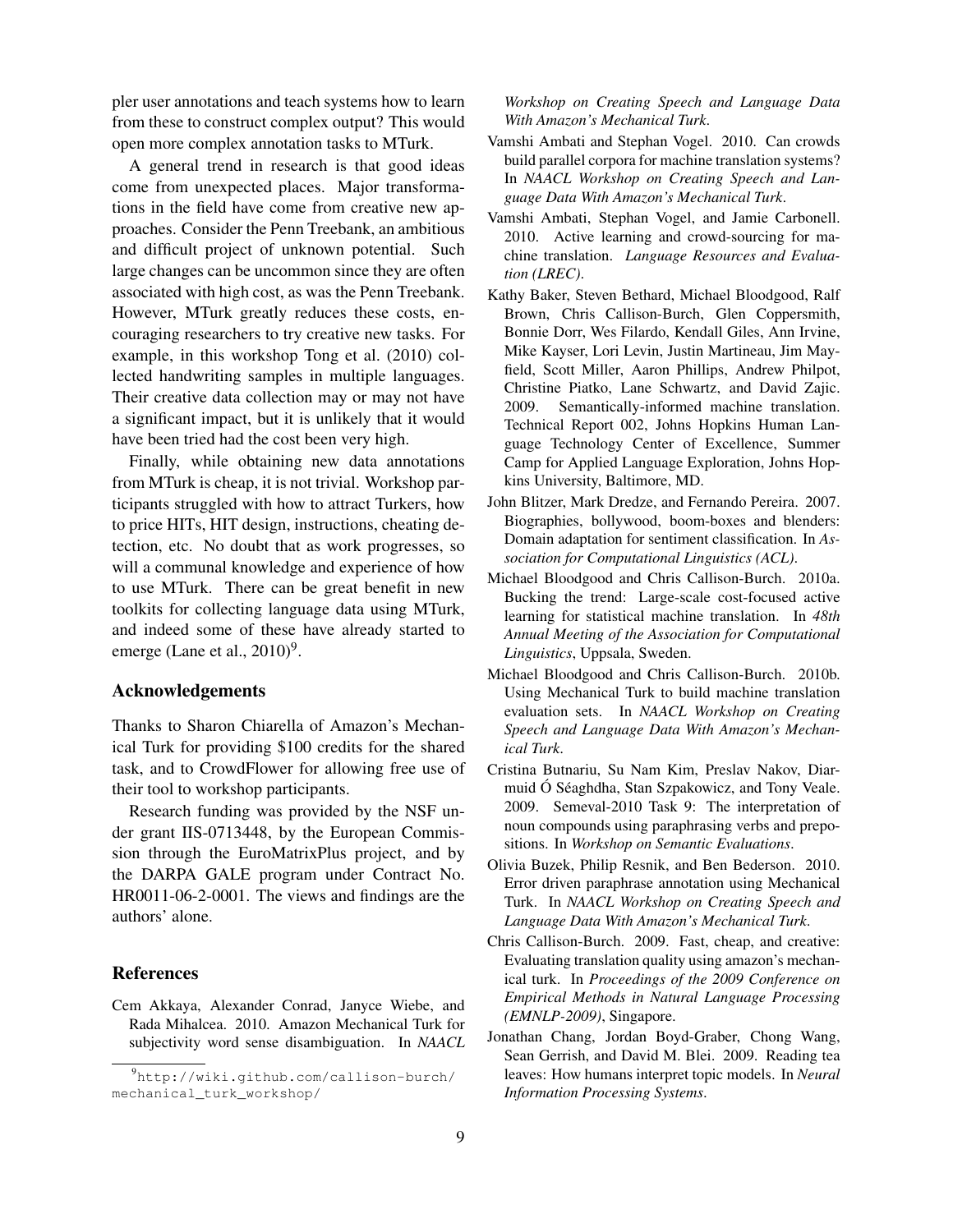pler user annotations and teach systems how to learn from these to construct complex output? This would open more complex annotation tasks to MTurk.

A general trend in research is that good ideas come from unexpected places. Major transformations in the field have come from creative new approaches. Consider the Penn Treebank, an ambitious and difficult project of unknown potential. Such large changes can be uncommon since they are often associated with high cost, as was the Penn Treebank. However, MTurk greatly reduces these costs, encouraging researchers to try creative new tasks. For example, in this workshop Tong et al. (2010) collected handwriting samples in multiple languages. Their creative data collection may or may not have a significant impact, but it is unlikely that it would have been tried had the cost been very high.

Finally, while obtaining new data annotations from MTurk is cheap, it is not trivial. Workshop participants struggled with how to attract Turkers, how to price HITs, HIT design, instructions, cheating detection, etc. No doubt that as work progresses, so will a communal knowledge and experience of how to use MTurk. There can be great benefit in new toolkits for collecting language data using MTurk, and indeed some of these have already started to emerge (Lane et al., 2010)[9].

## Acknowledgements

Thanks to Sharon Chiarella of Amazon's Mechanical Turk for providing \$100 credits for the shared task, and to CrowdFlower for allowing free use of their tool to workshop participants.

Research funding was provided by the NSF under grant IIS-0713448, by the European Commission through the EuroMatrixPlus project, and by the DARPA GALE program under Contract No. HR0011-06-2-0001. The views and findings are the authors' alone.

[9] http://wiki.github.com/callison-burch/mechanical_turk_workshop/

## References

Cem Akkaya, Alexander Conrad, Janyce Wiebe, and Rada Mihalcea. 2010. Amazon Mechanical Turk for subjectivity word sense disambiguation. In *NAACL Workshop on Creating Speech and Language Data With Amazon's Mechanical Turk*.

Vamshi Ambati and Stephan Vogel. 2010. Can crowds build parallel corpora for machine translation systems? In *NAACL Workshop on Creating Speech and Language Data With Amazon's Mechanical Turk*.

Vamshi Ambati, Stephan Vogel, and Jamie Carbonell. 2010. Active learning and crowd-sourcing for machine translation. *Language Resources and Evaluation (LREC)*.

Kathy Baker, Steven Bethard, Michael Bloodgood, Ralf Brown, Chris Callison-Burch, Glen Coppersmith, Bonnie Dorr, Wes Filardo, Kendall Giles, Ann Irvine, Mike Kayser, Lori Levin, Justin Martineau, Jim Mayfield, Scott Miller, Aaron Phillips, Andrew Philpot, Christine Piatko, Lane Schwartz, and David Zajic. 2009. Semantically-informed machine translation. Technical Report 002, Johns Hopkins Human Language Technology Center of Excellence, Summer Camp for Applied Language Exploration, Johns Hopkins University, Baltimore, MD.

John Blitzer, Mark Dredze, and Fernando Pereira. 2007. Biographies, bollywood, boom-boxes and blenders: Domain adaptation for sentiment classification. In *Association for Computational Linguistics (ACL)*.

Michael Bloodgood and Chris Callison-Burch. 2010a. Bucking the trend: Large-scale cost-focused active learning for statistical machine translation. In *48th Annual Meeting of the Association for Computational Linguistics*, Uppsala, Sweden.

Michael Bloodgood and Chris Callison-Burch. 2010b. Using Mechanical Turk to build machine translation evaluation sets. In *NAACL Workshop on Creating Speech and Language Data With Amazon's Mechanical Turk*.

Cristina Butnariu, Su Nam Kim, Preslav Nakov, Diarmuid Ó Séaghdha, Stan Szpakowicz, and Tony Veale. 2009. Semeval-2010 Task 9: The interpretation of noun compounds using paraphrasing verbs and prepositions. In *Workshop on Semantic Evaluations*.

Olivia Buzek, Philip Resnik, and Ben Bederson. 2010. Error driven paraphrase annotation using Mechanical Turk. In *NAACL Workshop on Creating Speech and Language Data With Amazon's Mechanical Turk*.

Chris Callison-Burch. 2009. Fast, cheap, and creative: Evaluating translation quality using amazon's mechanical turk. In *Proceedings of the 2009 Conference on Empirical Methods in Natural Language Processing (EMNLP-2009)*, Singapore.

Jonathan Chang, Jordan Boyd-Graber, Chong Wang, Sean Gerrish, and David M. Blei. 2009. Reading tea leaves: How humans interpret topic models. In *Neural Information Processing Systems*.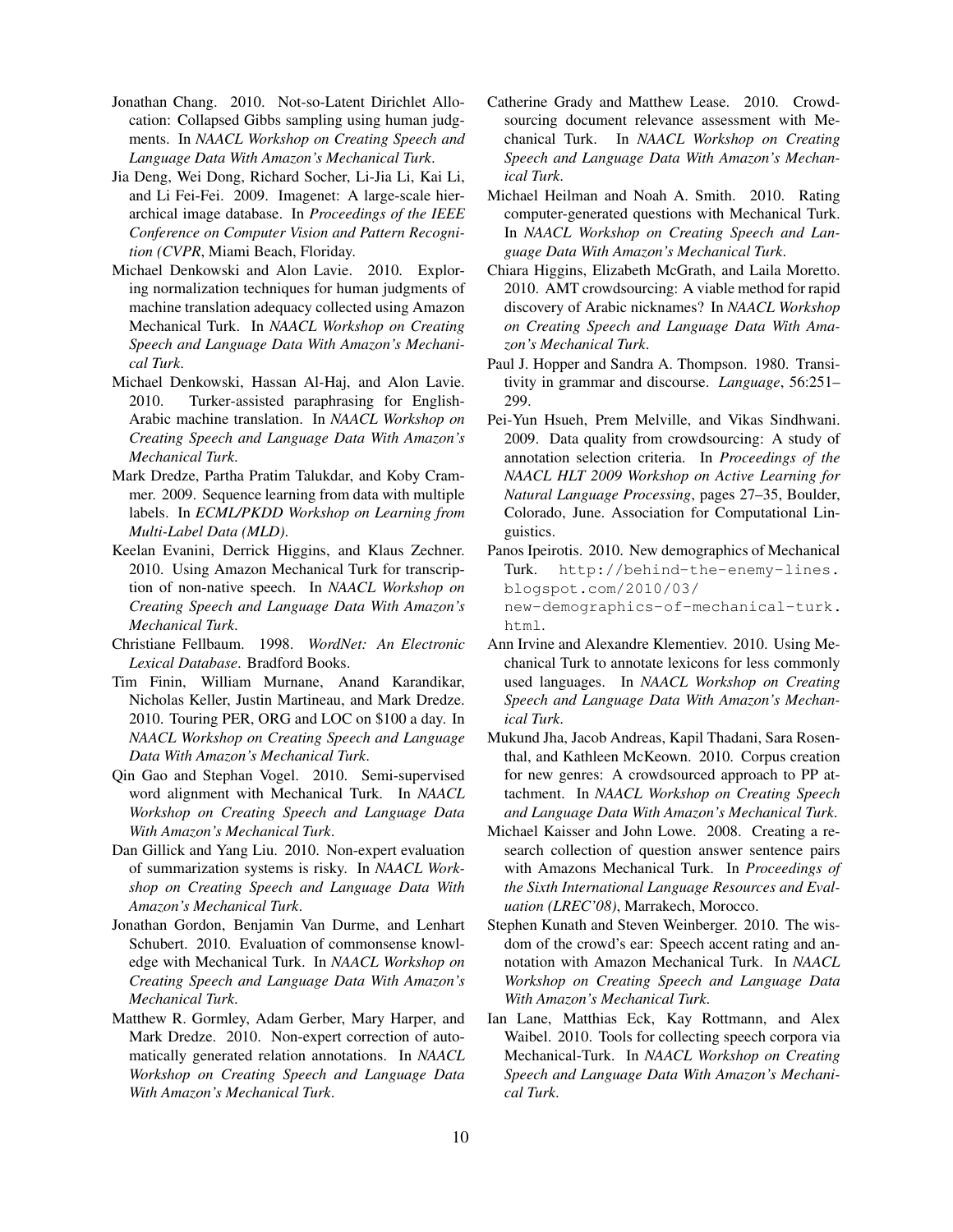Jonathan Chang. 2010. Not-so-Latent Dirichlet Allocation: Collapsed Gibbs sampling using human judgments. In *NAACL Workshop on Creating Speech and Language Data With Amazon's Mechanical Turk*.

Jia Deng, Wei Dong, Richard Socher, Li-Jia Li, Kai Li, and Li Fei-Fei. 2009. Imagenet: A large-scale hierarchical image database. In *Proceedings of the IEEE Conference on Computer Vision and Pattern Recognition (CVPR*, Miami Beach, Floriday.

Michael Denkowski and Alon Lavie. 2010. Exploring normalization techniques for human judgments of machine translation adequacy collected using Amazon Mechanical Turk. In *NAACL Workshop on Creating Speech and Language Data With Amazon's Mechanical Turk*.

Michael Denkowski, Hassan Al-Haj, and Alon Lavie. 2010. Turker-assisted paraphrasing for English-Arabic machine translation. In *NAACL Workshop on Creating Speech and Language Data With Amazon's Mechanical Turk*.

Mark Dredze, Partha Pratim Talukdar, and Koby Crammer. 2009. Sequence learning from data with multiple labels. In *ECML/PKDD Workshop on Learning from Multi-Label Data (MLD)*.

Keelan Evanini, Derrick Higgins, and Klaus Zechner. 2010. Using Amazon Mechanical Turk for transcription of non-native speech. In *NAACL Workshop on Creating Speech and Language Data With Amazon's Mechanical Turk*.

Christiane Fellbaum. 1998. *WordNet: An Electronic Lexical Database*. Bradford Books.

Tim Finin, William Murnane, Anand Karandikar, Nicholas Keller, Justin Martineau, and Mark Dredze. 2010. Touring PER, ORG and LOC on $100 a day. In *NAACL Workshop on Creating Speech and Language Data With Amazon's Mechanical Turk*.

Qin Gao and Stephan Vogel. 2010. Semi-supervised word alignment with Mechanical Turk. In *NAACL Workshop on Creating Speech and Language Data With Amazon's Mechanical Turk*.

Dan Gillick and Yang Liu. 2010. Non-expert evaluation of summarization systems is risky. In *NAACL Workshop on Creating Speech and Language Data With Amazon's Mechanical Turk*.

Jonathan Gordon, Benjamin Van Durme, and Lenhart Schubert. 2010. Evaluation of commonsense knowledge with Mechanical Turk. In *NAACL Workshop on Creating Speech and Language Data With Amazon's Mechanical Turk*.

Matthew R. Gormley, Adam Gerber, Mary Harper, and Mark Dredze. 2010. Non-expert correction of automatically generated relation annotations. In *NAACL Workshop on Creating Speech and Language Data With Amazon's Mechanical Turk*.

Catherine Grady and Matthew Lease. 2010. Crowdsourcing document relevance assessment with Mechanical Turk. In *NAACL Workshop on Creating Speech and Language Data With Amazon's Mechanical Turk*.

Michael Heilman and Noah A. Smith. 2010. Rating computer-generated questions with Mechanical Turk. In *NAACL Workshop on Creating Speech and Language Data With Amazon's Mechanical Turk*.

Chiara Higgins, Elizabeth McGrath, and Laila Moretto. 2010. AMT crowdsourcing: A viable method for rapid discovery of Arabic nicknames? In *NAACL Workshop on Creating Speech and Language Data With Amazon's Mechanical Turk*.

Paul J. Hopper and Sandra A. Thompson. 1980. Transitivity in grammar and discourse. *Language*, 56:251–299.

Pei-Yun Hsueh, Prem Melville, and Vikas Sindhwani. 2009. Data quality from crowdsourcing: A study of annotation selection criteria. In *Proceedings of the NAACL HLT 2009 Workshop on Active Learning for Natural Language Processing*, pages 27–35, Boulder, Colorado, June. Association for Computational Linguistics.

Panos Ipeirotis. 2010. New demographics of Mechanical Turk. `http://behind-the-enemy-lines.blogspot.com/2010/03/new-demographics-of-mechanical-turk.html`.

Ann Irvine and Alexandre Klementiev. 2010. Using Mechanical Turk to annotate lexicons for less commonly used languages. In *NAACL Workshop on Creating Speech and Language Data With Amazon's Mechanical Turk*.

Mukund Jha, Jacob Andreas, Kapil Thadani, Sara Rosenthal, and Kathleen McKeown. 2010. Corpus creation for new genres: A crowdsourced approach to PP attachment. In *NAACL Workshop on Creating Speech and Language Data With Amazon's Mechanical Turk*.

Michael Kaisser and John Lowe. 2008. Creating a research collection of question answer sentence pairs with Amazons Mechanical Turk. In *Proceedings of the Sixth International Language Resources and Evaluation (LREC'08)*, Marrakech, Morocco.

Stephen Kunath and Steven Weinberger. 2010. The wisdom of the crowd's ear: Speech accent rating and annotation with Amazon Mechanical Turk. In *NAACL Workshop on Creating Speech and Language Data With Amazon's Mechanical Turk*.

Ian Lane, Matthias Eck, Kay Rottmann, and Alex Waibel. 2010. Tools for collecting speech corpora via Mechanical-Turk. In *NAACL Workshop on Creating Speech and Language Data With Amazon's Mechanical Turk*.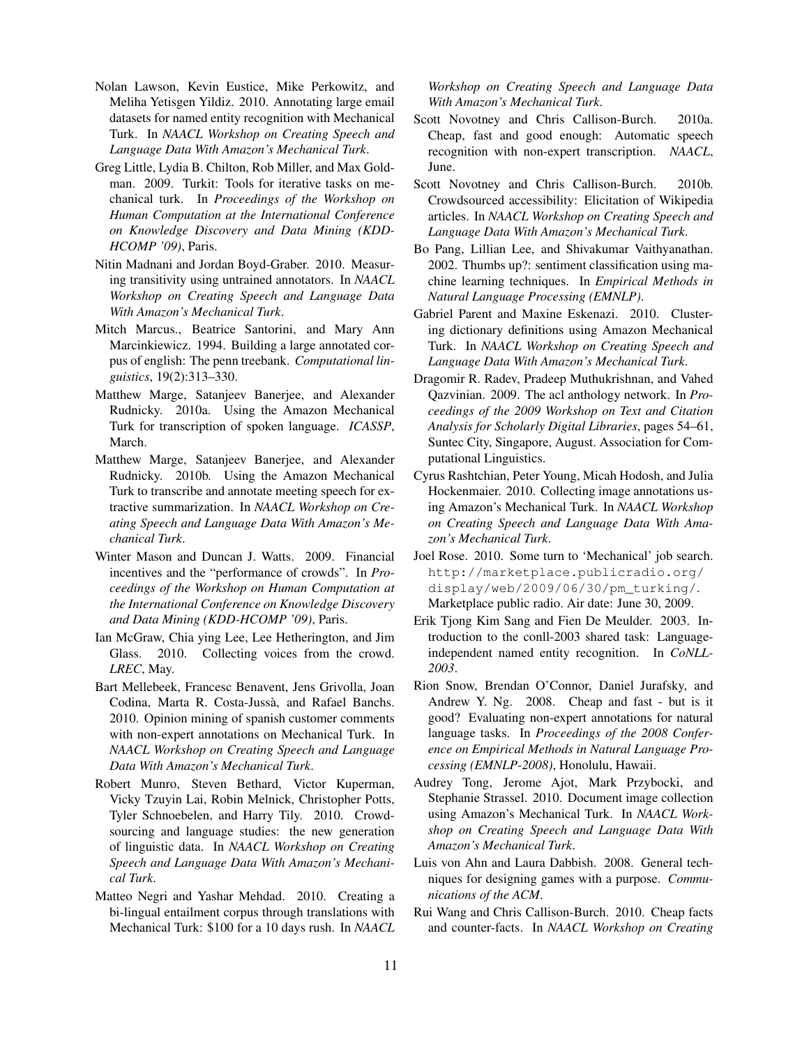Nolan Lawson, Kevin Eustice, Mike Perkowitz, and Meliha Yetisgen Yildiz. 2010. Annotating large email datasets for named entity recognition with Mechanical Turk. In *NAACL Workshop on Creating Speech and Language Data With Amazon's Mechanical Turk*.

Greg Little, Lydia B. Chilton, Rob Miller, and Max Goldman. 2009. Turkit: Tools for iterative tasks on mechanical turk. In *Proceedings of the Workshop on Human Computation at the International Conference on Knowledge Discovery and Data Mining (KDD-HCOMP '09)*, Paris.

Nitin Madnani and Jordan Boyd-Graber. 2010. Measuring transitivity using untrained annotators. In *NAACL Workshop on Creating Speech and Language Data With Amazon's Mechanical Turk*.

Mitch Marcus., Beatrice Santorini, and Mary Ann Marcinkiewicz. 1994. Building a large annotated corpus of english: The penn treebank. *Computational linguistics*, 19(2):313–330.

Matthew Marge, Satanjeev Banerjee, and Alexander Rudnicky. 2010a. Using the Amazon Mechanical Turk for transcription of spoken language. *ICASSP*, March.

Matthew Marge, Satanjeev Banerjee, and Alexander Rudnicky. 2010b. Using the Amazon Mechanical Turk to transcribe and annotate meeting speech for extractive summarization. In *NAACL Workshop on Creating Speech and Language Data With Amazon's Mechanical Turk*.

Winter Mason and Duncan J. Watts. 2009. Financial incentives and the "performance of crowds". In *Proceedings of the Workshop on Human Computation at the International Conference on Knowledge Discovery and Data Mining (KDD-HCOMP '09)*, Paris.

Ian McGraw, Chia ying Lee, Lee Hetherington, and Jim Glass. 2010. Collecting voices from the crowd. *LREC*, May.

Bart Mellebeek, Francesc Benavent, Jens Grivolla, Joan Codina, Marta R. Costa-Jussà, and Rafael Banchs. 2010. Opinion mining of spanish customer comments with non-expert annotations on Mechanical Turk. In *NAACL Workshop on Creating Speech and Language Data With Amazon's Mechanical Turk*.

Robert Munro, Steven Bethard, Victor Kuperman, Vicky Tzuyin Lai, Robin Melnick, Christopher Potts, Tyler Schnoebelen, and Harry Tily. 2010. Crowdsourcing and language studies: the new generation of linguistic data. In *NAACL Workshop on Creating Speech and Language Data With Amazon's Mechanical Turk*.

Matteo Negri and Yashar Mehdad. 2010. Creating a bi-lingual entailment corpus through translations with Mechanical Turk: $100 for a 10 days rush. In *NAACL Workshop on Creating Speech and Language Data With Amazon's Mechanical Turk*.

Scott Novotney and Chris Callison-Burch. 2010a. Cheap, fast and good enough: Automatic speech recognition with non-expert transcription. *NAACL*, June.

Scott Novotney and Chris Callison-Burch. 2010b. Crowdsourced accessibility: Elicitation of Wikipedia articles. In *NAACL Workshop on Creating Speech and Language Data With Amazon's Mechanical Turk*.

Bo Pang, Lillian Lee, and Shivakumar Vaithyanathan. 2002. Thumbs up?: sentiment classification using machine learning techniques. In *Empirical Methods in Natural Language Processing (EMNLP)*.

Gabriel Parent and Maxine Eskenazi. 2010. Clustering dictionary definitions using Amazon Mechanical Turk. In *NAACL Workshop on Creating Speech and Language Data With Amazon's Mechanical Turk*.

Dragomir R. Radev, Pradeep Muthukrishnan, and Vahed Qazvinian. 2009. The acl anthology network. In *Proceedings of the 2009 Workshop on Text and Citation Analysis for Scholarly Digital Libraries*, pages 54–61, Suntec City, Singapore, August. Association for Computational Linguistics.

Cyrus Rashtchian, Peter Young, Micah Hodosh, and Julia Hockenmaier. 2010. Collecting image annotations using Amazon's Mechanical Turk. In *NAACL Workshop on Creating Speech and Language Data With Amazon's Mechanical Turk*.

Joel Rose. 2010. Some turn to 'Mechanical' job search. `http://marketplace.publicradio.org/display/web/2009/06/30/pm_turking/`. Marketplace public radio. Air date: June 30, 2009.

Erik Tjong Kim Sang and Fien De Meulder. 2003. Introduction to the conll-2003 shared task: Language-independent named entity recognition. In *CoNLL-2003*.

Rion Snow, Brendan O'Connor, Daniel Jurafsky, and Andrew Y. Ng. 2008. Cheap and fast - but is it good? Evaluating non-expert annotations for natural language tasks. In *Proceedings of the 2008 Conference on Empirical Methods in Natural Language Processing (EMNLP-2008)*, Honolulu, Hawaii.

Audrey Tong, Jerome Ajot, Mark Przybocki, and Stephanie Strassel. 2010. Document image collection using Amazon's Mechanical Turk. In *NAACL Workshop on Creating Speech and Language Data With Amazon's Mechanical Turk*.

Luis von Ahn and Laura Dabbish. 2008. General techniques for designing games with a purpose. *Communications of the ACM*.

Rui Wang and Chris Callison-Burch. 2010. Cheap facts and counter-facts. In *NAACL Workshop on Creating*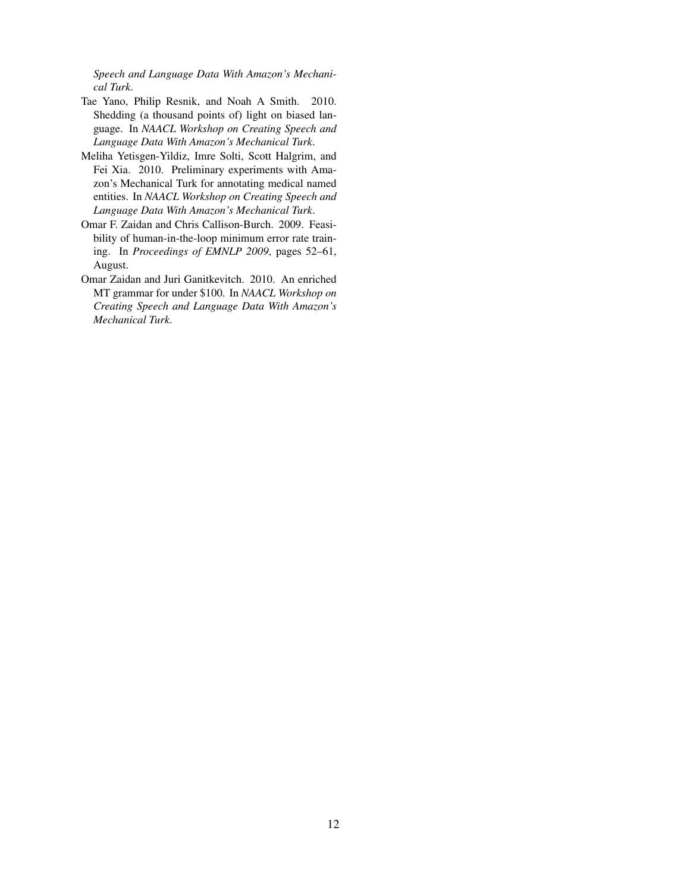*Speech and Language Data With Amazon's Mechanical Turk*.

Tae Yano, Philip Resnik, and Noah A Smith. 2010. Shedding (a thousand points of) light on biased language. In *NAACL Workshop on Creating Speech and Language Data With Amazon's Mechanical Turk*.

Meliha Yetisgen-Yildiz, Imre Solti, Scott Halgrim, and Fei Xia. 2010. Preliminary experiments with Amazon's Mechanical Turk for annotating medical named entities. In *NAACL Workshop on Creating Speech and Language Data With Amazon's Mechanical Turk*.

Omar F. Zaidan and Chris Callison-Burch. 2009. Feasibility of human-in-the-loop minimum error rate training. In *Proceedings of EMNLP 2009*, pages 52–61, August.

Omar Zaidan and Juri Ganitkevitch. 2010. An enriched MT grammar for under $100. In *NAACL Workshop on Creating Speech and Language Data With Amazon's Mechanical Turk*.